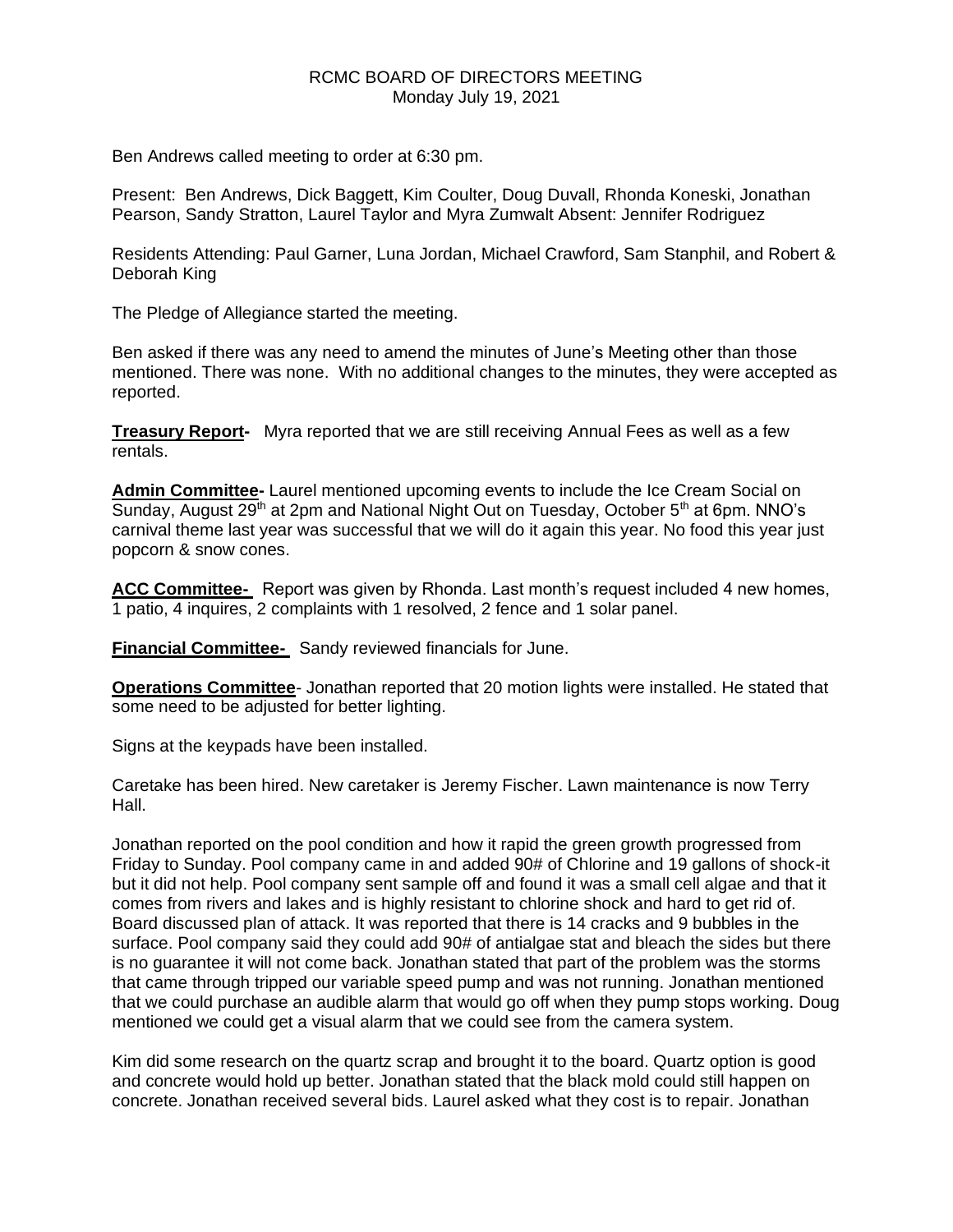RCMC BOARD OF DIRECTORS MEETING
Monday July 19, 2021

Ben Andrews called meeting to order at 6:30 pm.

Present: Ben Andrews, Dick Baggett, Kim Coulter, Doug Duvall, Rhonda Koneski, Jonathan Pearson, Sandy Stratton, Laurel Taylor and Myra Zumwalt Absent: Jennifer Rodriguez

Residents Attending: Paul Garner, Luna Jordan, Michael Crawford, Sam Stanphil, and Robert & Deborah King

The Pledge of Allegiance started the meeting.

Ben asked if there was any need to amend the minutes of June's Meeting other than those mentioned. There was none. With no additional changes to the minutes, they were accepted as reported.

**Treasury Report-** Myra reported that we are still receiving Annual Fees as well as a few rentals.

**Admin Committee-** Laurel mentioned upcoming events to include the Ice Cream Social on Sunday, August 29th at 2pm and National Night Out on Tuesday, October 5th at 6pm. NNO's carnival theme last year was successful that we will do it again this year. No food this year just popcorn & snow cones.

**ACC Committee-** Report was given by Rhonda. Last month's request included 4 new homes, 1 patio, 4 inquires, 2 complaints with 1 resolved, 2 fence and 1 solar panel.

**Financial Committee-** Sandy reviewed financials for June.

**Operations Committee**- Jonathan reported that 20 motion lights were installed. He stated that some need to be adjusted for better lighting.

Signs at the keypads have been installed.

Caretake has been hired. New caretaker is Jeremy Fischer. Lawn maintenance is now Terry Hall.

Jonathan reported on the pool condition and how it rapid the green growth progressed from Friday to Sunday. Pool company came in and added 90# of Chlorine and 19 gallons of shock-it but it did not help. Pool company sent sample off and found it was a small cell algae and that it comes from rivers and lakes and is highly resistant to chlorine shock and hard to get rid of. Board discussed plan of attack. It was reported that there is 14 cracks and 9 bubbles in the surface. Pool company said they could add 90# of antialgae stat and bleach the sides but there is no guarantee it will not come back. Jonathan stated that part of the problem was the storms that came through tripped our variable speed pump and was not running. Jonathan mentioned that we could purchase an audible alarm that would go off when they pump stops working. Doug mentioned we could get a visual alarm that we could see from the camera system.

Kim did some research on the quartz scrap and brought it to the board. Quartz option is good and concrete would hold up better. Jonathan stated that the black mold could still happen on concrete. Jonathan received several bids. Laurel asked what they cost is to repair. Jonathan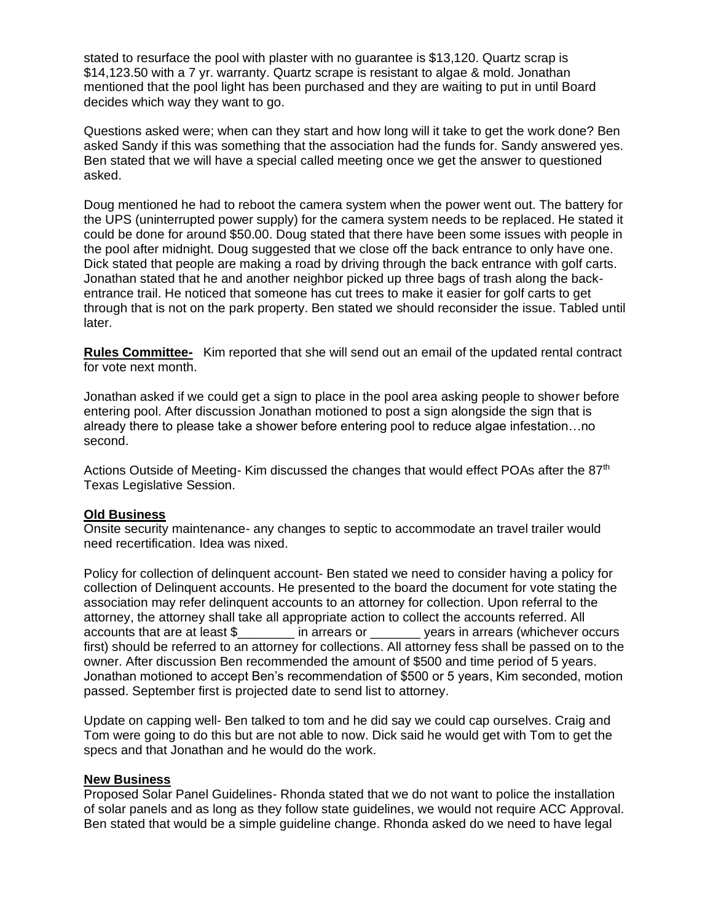stated to resurface the pool with plaster with no guarantee is $13,120. Quartz scrap is $14,123.50 with a 7 yr. warranty. Quartz scrape is resistant to algae & mold. Jonathan mentioned that the pool light has been purchased and they are waiting to put in until Board decides which way they want to go.

Questions asked were; when can they start and how long will it take to get the work done? Ben asked Sandy if this was something that the association had the funds for. Sandy answered yes. Ben stated that we will have a special called meeting once we get the answer to questioned asked.

Doug mentioned he had to reboot the camera system when the power went out. The battery for the UPS (uninterrupted power supply) for the camera system needs to be replaced. He stated it could be done for around $50.00. Doug stated that there have been some issues with people in the pool after midnight. Doug suggested that we close off the back entrance to only have one. Dick stated that people are making a road by driving through the back entrance with golf carts. Jonathan stated that he and another neighbor picked up three bags of trash along the back-entrance trail. He noticed that someone has cut trees to make it easier for golf carts to get through that is not on the park property. Ben stated we should reconsider the issue. Tabled until later.

**Rules Committee-** Kim reported that she will send out an email of the updated rental contract for vote next month.

Jonathan asked if we could get a sign to place in the pool area asking people to shower before entering pool. After discussion Jonathan motioned to post a sign alongside the sign that is already there to please take a shower before entering pool to reduce algae infestation…no second.

Actions Outside of Meeting- Kim discussed the changes that would effect POAs after the 87th Texas Legislative Session.

**Old Business**

Onsite security maintenance- any changes to septic to accommodate an travel trailer would need recertification. Idea was nixed.

Policy for collection of delinquent account- Ben stated we need to consider having a policy for collection of Delinquent accounts. He presented to the board the document for vote stating the association may refer delinquent accounts to an attorney for collection. Upon referral to the attorney, the attorney shall take all appropriate action to collect the accounts referred. All accounts that are at least $________ in arrears or _______ years in arrears (whichever occurs first) should be referred to an attorney for collections. All attorney fess shall be passed on to the owner. After discussion Ben recommended the amount of $500 and time period of 5 years. Jonathan motioned to accept Ben's recommendation of $500 or 5 years, Kim seconded, motion passed. September first is projected date to send list to attorney.

Update on capping well- Ben talked to tom and he did say we could cap ourselves. Craig and Tom were going to do this but are not able to now. Dick said he would get with Tom to get the specs and that Jonathan and he would do the work.

**New Business**

Proposed Solar Panel Guidelines- Rhonda stated that we do not want to police the installation of solar panels and as long as they follow state guidelines, we would not require ACC Approval. Ben stated that would be a simple guideline change. Rhonda asked do we need to have legal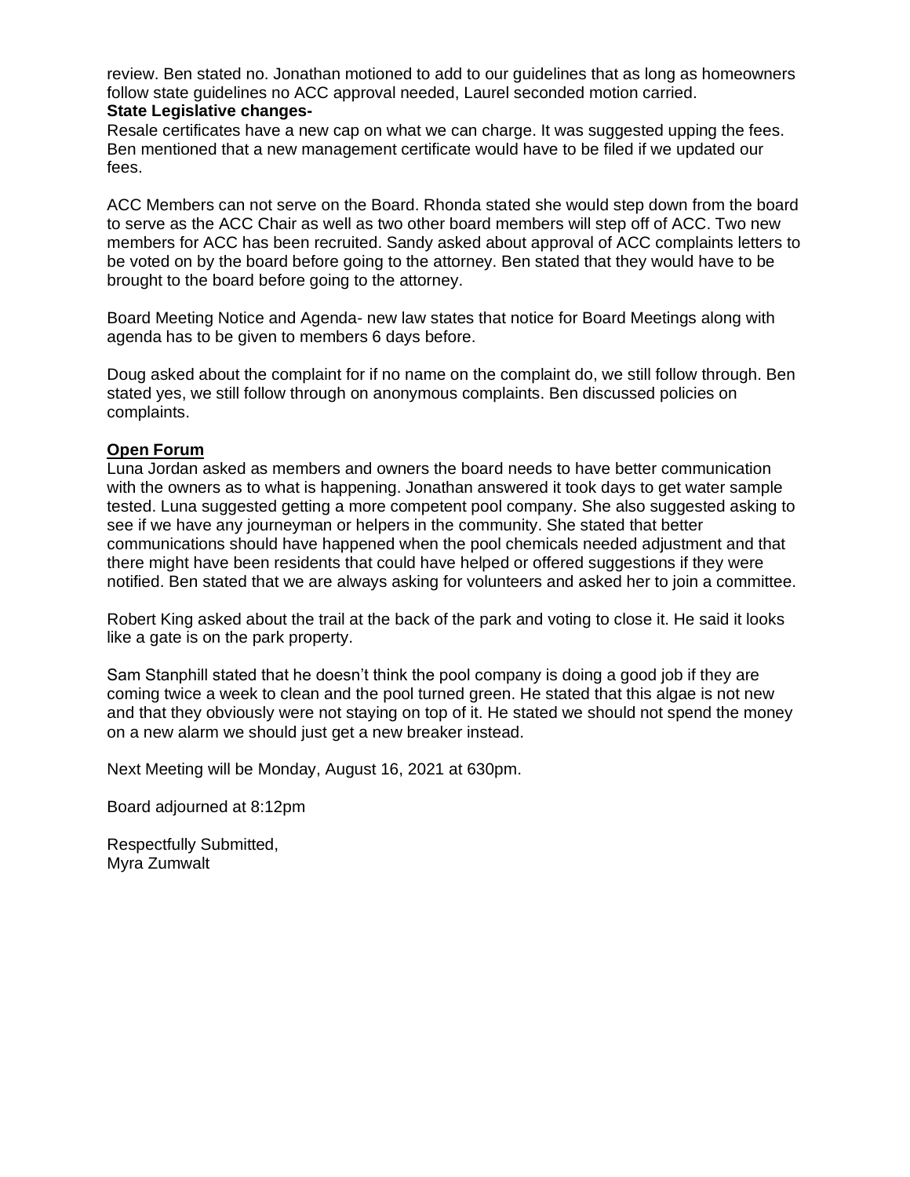review. Ben stated no. Jonathan motioned to add to our guidelines that as long as homeowners follow state guidelines no ACC approval needed, Laurel seconded motion carried.

**State Legislative changes-**

Resale certificates have a new cap on what we can charge. It was suggested upping the fees. Ben mentioned that a new management certificate would have to be filed if we updated our fees.

ACC Members can not serve on the Board. Rhonda stated she would step down from the board to serve as the ACC Chair as well as two other board members will step off of ACC. Two new members for ACC has been recruited. Sandy asked about approval of ACC complaints letters to be voted on by the board before going to the attorney. Ben stated that they would have to be brought to the board before going to the attorney.

Board Meeting Notice and Agenda- new law states that notice for Board Meetings along with agenda has to be given to members 6 days before.

Doug asked about the complaint for if no name on the complaint do, we still follow through. Ben stated yes, we still follow through on anonymous complaints. Ben discussed policies on complaints.

**Open Forum**

Luna Jordan asked as members and owners the board needs to have better communication with the owners as to what is happening. Jonathan answered it took days to get water sample tested. Luna suggested getting a more competent pool company. She also suggested asking to see if we have any journeyman or helpers in the community. She stated that better communications should have happened when the pool chemicals needed adjustment and that there might have been residents that could have helped or offered suggestions if they were notified. Ben stated that we are always asking for volunteers and asked her to join a committee.

Robert King asked about the trail at the back of the park and voting to close it. He said it looks like a gate is on the park property.

Sam Stanphill stated that he doesn't think the pool company is doing a good job if they are coming twice a week to clean and the pool turned green. He stated that this algae is not new and that they obviously were not staying on top of it. He stated we should not spend the money on a new alarm we should just get a new breaker instead.

Next Meeting will be Monday, August 16, 2021 at 630pm.

Board adjourned at 8:12pm

Respectfully Submitted,
Myra Zumwalt